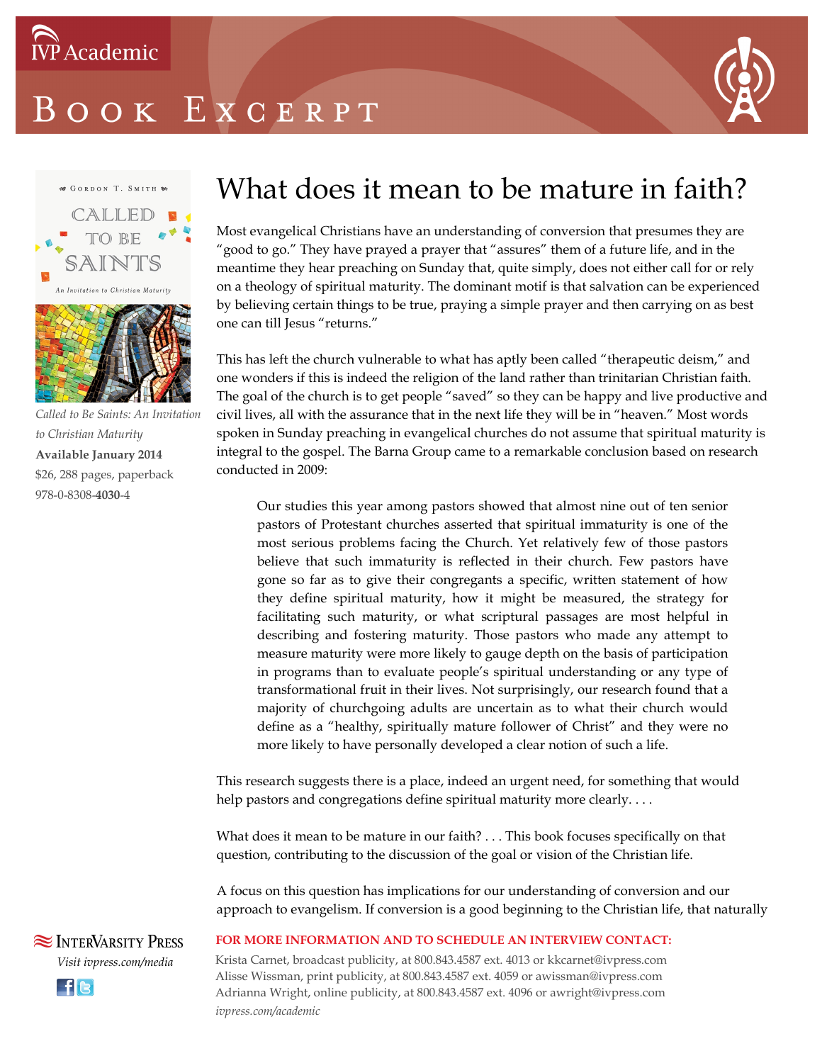IVP Academic

# Book Excerpt

Gordon T. Smith

Called to Be Saints

An Invitation to Christian Maturity

*Called to Be Saints: An Invitation to Christian Maturity*

**Available January 2014**

$26, 288 pages, paperback

978-0-8308-**4030**-4

## What does it mean to be mature in faith?

Most evangelical Christians have an understanding of conversion that presumes they are "good to go." They have prayed a prayer that "assures" them of a future life, and in the meantime they hear preaching on Sunday that, quite simply, does not either call for or rely on a theology of spiritual maturity. The dominant motif is that salvation can be experienced by believing certain things to be true, praying a simple prayer and then carrying on as best one can till Jesus "returns."

This has left the church vulnerable to what has aptly been called "therapeutic deism," and one wonders if this is indeed the religion of the land rather than trinitarian Christian faith. The goal of the church is to get people "saved" so they can be happy and live productive and civil lives, all with the assurance that in the next life they will be in "heaven." Most words spoken in Sunday preaching in evangelical churches do not assume that spiritual maturity is integral to the gospel. The Barna Group came to a remarkable conclusion based on research conducted in 2009:

> Our studies this year among pastors showed that almost nine out of ten senior pastors of Protestant churches asserted that spiritual immaturity is one of the most serious problems facing the Church. Yet relatively few of those pastors believe that such immaturity is reflected in their church. Few pastors have gone so far as to give their congregants a specific, written statement of how they define spiritual maturity, how it might be measured, the strategy for facilitating such maturity, or what scriptural passages are most helpful in describing and fostering maturity. Those pastors who made any attempt to measure maturity were more likely to gauge depth on the basis of participation in programs than to evaluate people's spiritual understanding or any type of transformational fruit in their lives. Not surprisingly, our research found that a majority of churchgoing adults are uncertain as to what their church would define as a "healthy, spiritually mature follower of Christ" and they were no more likely to have personally developed a clear notion of such a life.

This research suggests there is a place, indeed an urgent need, for something that would help pastors and congregations define spiritual maturity more clearly. . . .

What does it mean to be mature in our faith? . . . This book focuses specifically on that question, contributing to the discussion of the goal or vision of the Christian life.

A focus on this question has implications for our understanding of conversion and our approach to evangelism. If conversion is a good beginning to the Christian life, that naturally

InterVarsity Press

*Visit ivpress.com/media*

**FOR MORE INFORMATION AND TO SCHEDULE AN INTERVIEW CONTACT:**

Krista Carnet, broadcast publicity, at 800.843.4587 ext. 4013 or kkcarnet@ivpress.com
Alisse Wissman, print publicity, at 800.843.4587 ext. 4059 or awissman@ivpress.com
Adrianna Wright, online publicity, at 800.843.4587 ext. 4096 or awright@ivpress.com
*ivpress.com/academic*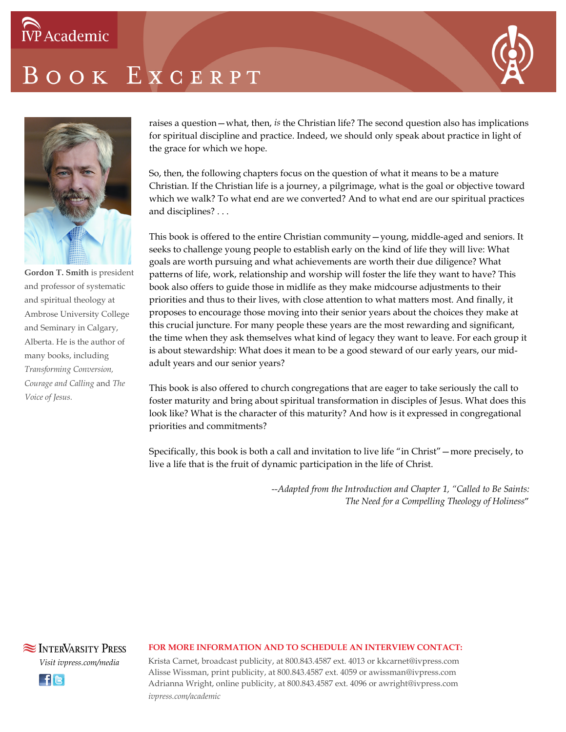# Book Excerpt

**Gordon T. Smith** is president and professor of systematic and spiritual theology at Ambrose University College and Seminary in Calgary, Alberta. He is the author of many books, including *Transforming Conversion, Courage and Calling* and *The Voice of Jesus.*

raises a question—what, then, *is* the Christian life? The second question also has implications for spiritual discipline and practice. Indeed, we should only speak about practice in light of the grace for which we hope.

So, then, the following chapters focus on the question of what it means to be a mature Christian. If the Christian life is a journey, a pilgrimage, what is the goal or objective toward which we walk? To what end are we converted? And to what end are our spiritual practices and disciplines? . . .

This book is offered to the entire Christian community—young, middle-aged and seniors. It seeks to challenge young people to establish early on the kind of life they will live: What goals are worth pursuing and what achievements are worth their due diligence? What patterns of life, work, relationship and worship will foster the life they want to have? This book also offers to guide those in midlife as they make midcourse adjustments to their priorities and thus to their lives, with close attention to what matters most. And finally, it proposes to encourage those moving into their senior years about the choices they make at this crucial juncture. For many people these years are the most rewarding and significant, the time when they ask themselves what kind of legacy they want to leave. For each group it is about stewardship: What does it mean to be a good steward of our early years, our mid-adult years and our senior years?

This book is also offered to church congregations that are eager to take seriously the call to foster maturity and bring about spiritual transformation in disciples of Jesus. What does this look like? What is the character of this maturity? And how is it expressed in congregational priorities and commitments?

Specifically, this book is both a call and invitation to live life "in Christ"—more precisely, to live a life that is the fruit of dynamic participation in the life of Christ.

*--Adapted from the Introduction and Chapter 1, "Called to Be Saints: The Need for a Compelling Theology of Holiness"*

InterVarsity Press
*Visit ivpress.com/media*

**FOR MORE INFORMATION AND TO SCHEDULE AN INTERVIEW CONTACT:**

Krista Carnet, broadcast publicity, at 800.843.4587 ext. 4013 or kkcarnet@ivpress.com
Alisse Wissman, print publicity, at 800.843.4587 ext. 4059 or awissman@ivpress.com
Adrianna Wright, online publicity, at 800.843.4587 ext. 4096 or awright@ivpress.com
*ivpress.com/academic*